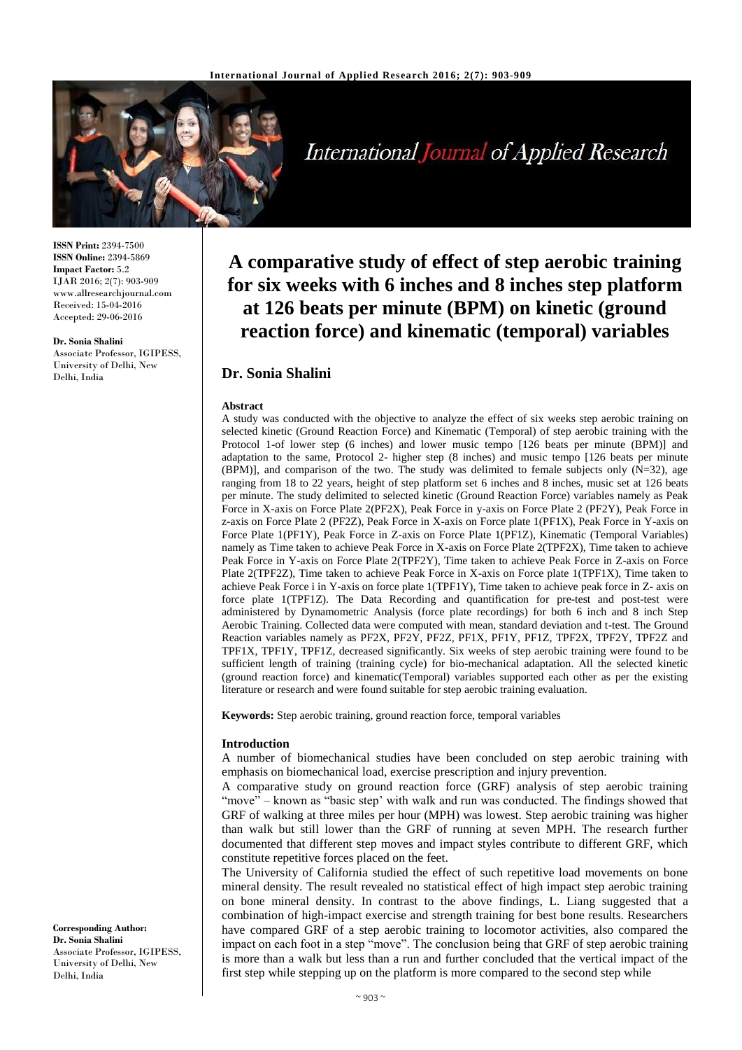**ISSN Print:** 2394-7500
**ISSN Online:** 2394-5869
**Impact Factor:** 5.2
IJAR 2016; 2(7): 903-909
www.allresearchjournal.com
Received: 15-04-2016
Accepted: 29-06-2016

**Dr. Sonia Shalini**
Associate Professor, IGIPESS, University of Delhi, New Delhi, India

# A comparative study of effect of step aerobic training for six weeks with 6 inches and 8 inches step platform at 126 beats per minute (BPM) on kinetic (ground reaction force) and kinematic (temporal) variables

## Dr. Sonia Shalini

#### Abstract

A study was conducted with the objective to analyze the effect of six weeks step aerobic training on selected kinetic (Ground Reaction Force) and Kinematic (Temporal) of step aerobic training with the Protocol 1-of lower step (6 inches) and lower music tempo [126 beats per minute (BPM)] and adaptation to the same, Protocol 2- higher step (8 inches) and music tempo [126 beats per minute (BPM)], and comparison of the two. The study was delimited to female subjects only (N=32), age ranging from 18 to 22 years, height of step platform set 6 inches and 8 inches, music set at 126 beats per minute. The study delimited to selected kinetic (Ground Reaction Force) variables namely as Peak Force in X-axis on Force Plate 2(PF2X), Peak Force in y-axis on Force Plate 2 (PF2Y), Peak Force in z-axis on Force Plate 2 (PF2Z), Peak Force in X-axis on Force plate 1(PF1X), Peak Force in Y-axis on Force Plate 1(PF1Y), Peak Force in Z-axis on Force Plate 1(PF1Z), Kinematic (Temporal Variables) namely as Time taken to achieve Peak Force in X-axis on Force Plate 2(TPF2X), Time taken to achieve Peak Force in Y-axis on Force Plate 2(TPF2Y), Time taken to achieve Peak Force in Z-axis on Force Plate 2(TPF2Z), Time taken to achieve Peak Force in X-axis on Force plate 1(TPF1X), Time taken to achieve Peak Force i in Y-axis on force plate 1(TPF1Y), Time taken to achieve peak force in Z- axis on force plate 1(TPF1Z). The Data Recording and quantification for pre-test and post-test were administered by Dynamometric Analysis (force plate recordings) for both 6 inch and 8 inch Step Aerobic Training. Collected data were computed with mean, standard deviation and t-test. The Ground Reaction variables namely as PF2X, PF2Y, PF2Z, PF1X, PF1Y, PF1Z, TPF2X, TPF2Y, TPF2Z and TPF1X, TPF1Y, TPF1Z, decreased significantly. Six weeks of step aerobic training were found to be sufficient length of training (training cycle) for bio-mechanical adaptation. All the selected kinetic (ground reaction force) and kinematic(Temporal) variables supported each other as per the existing literature or research and were found suitable for step aerobic training evaluation.

**Keywords:** Step aerobic training, ground reaction force, temporal variables

#### Introduction

A number of biomechanical studies have been concluded on step aerobic training with emphasis on biomechanical load, exercise prescription and injury prevention.

A comparative study on ground reaction force (GRF) analysis of step aerobic training "move" – known as "basic step' with walk and run was conducted. The findings showed that GRF of walking at three miles per hour (MPH) was lowest. Step aerobic training was higher than walk but still lower than the GRF of running at seven MPH. The research further documented that different step moves and impact styles contribute to different GRF, which constitute repetitive forces placed on the feet.

The University of California studied the effect of such repetitive load movements on bone mineral density. The result revealed no statistical effect of high impact step aerobic training on bone mineral density. In contrast to the above findings, L. Liang suggested that a combination of high-impact exercise and strength training for best bone results. Researchers have compared GRF of a step aerobic training to locomotor activities, also compared the impact on each foot in a step "move". The conclusion being that GRF of step aerobic training is more than a walk but less than a run and further concluded that the vertical impact of the first step while stepping up on the platform is more compared to the second step while

**Corresponding Author:**
**Dr. Sonia Shalini**
Associate Professor, IGIPESS, University of Delhi, New Delhi, India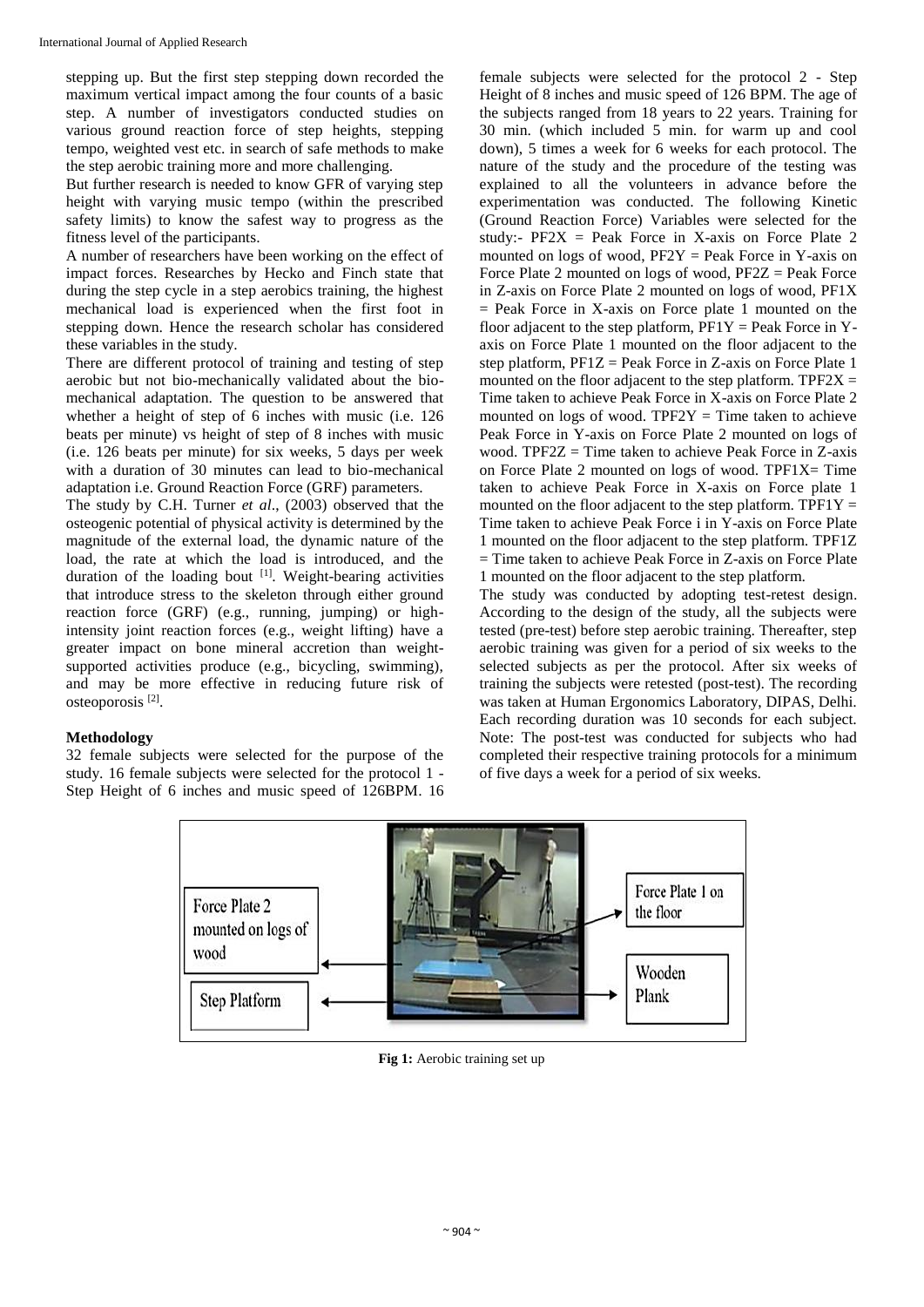stepping up. But the first step stepping down recorded the maximum vertical impact among the four counts of a basic step. A number of investigators conducted studies on various ground reaction force of step heights, stepping tempo, weighted vest etc. in search of safe methods to make the step aerobic training more and more challenging.

But further research is needed to know GFR of varying step height with varying music tempo (within the prescribed safety limits) to know the safest way to progress as the fitness level of the participants.

A number of researchers have been working on the effect of impact forces. Researches by Hecko and Finch state that during the step cycle in a step aerobics training, the highest mechanical load is experienced when the first foot in stepping down. Hence the research scholar has considered these variables in the study.

There are different protocol of training and testing of step aerobic but not bio-mechanically validated about the bio-mechanical adaptation. The question to be answered that whether a height of step of 6 inches with music (i.e. 126 beats per minute) vs height of step of 8 inches with music (i.e. 126 beats per minute) for six weeks, 5 days per week with a duration of 30 minutes can lead to bio-mechanical adaptation i.e. Ground Reaction Force (GRF) parameters.

The study by C.H. Turner *et al*., (2003) observed that the osteogenic potential of physical activity is determined by the magnitude of the external load, the dynamic nature of the load, the rate at which the load is introduced, and the duration of the loading bout [1]. Weight-bearing activities that introduce stress to the skeleton through either ground reaction force (GRF) (e.g., running, jumping) or high-intensity joint reaction forces (e.g., weight lifting) have a greater impact on bone mineral accretion than weight-supported activities produce (e.g., bicycling, swimming), and may be more effective in reducing future risk of osteoporosis [2].

## Methodology

32 female subjects were selected for the purpose of the study. 16 female subjects were selected for the protocol 1 - Step Height of 6 inches and music speed of 126BPM. 16 female subjects were selected for the protocol 2 - Step Height of 8 inches and music speed of 126 BPM. The age of the subjects ranged from 18 years to 22 years. Training for 30 min. (which included 5 min. for warm up and cool down), 5 times a week for 6 weeks for each protocol. The nature of the study and the procedure of the testing was explained to all the volunteers in advance before the experimentation was conducted. The following Kinetic (Ground Reaction Force) Variables were selected for the study:- PF2X = Peak Force in X-axis on Force Plate 2 mounted on logs of wood, PF2Y = Peak Force in Y-axis on Force Plate 2 mounted on logs of wood, PF2Z = Peak Force in Z-axis on Force Plate 2 mounted on logs of wood, PF1X = Peak Force in X-axis on Force plate 1 mounted on the floor adjacent to the step platform, PF1Y = Peak Force in Y-axis on Force Plate 1 mounted on the floor adjacent to the step platform, PF1Z = Peak Force in Z-axis on Force Plate 1 mounted on the floor adjacent to the step platform. TPF2X = Time taken to achieve Peak Force in X-axis on Force Plate 2 mounted on logs of wood. TPF2Y = Time taken to achieve Peak Force in Y-axis on Force Plate 2 mounted on logs of wood. TPF2Z = Time taken to achieve Peak Force in Z-axis on Force Plate 2 mounted on logs of wood. TPF1X= Time taken to achieve Peak Force in X-axis on Force plate 1 mounted on the floor adjacent to the step platform. TPF1Y = Time taken to achieve Peak Force i in Y-axis on Force Plate 1 mounted on the floor adjacent to the step platform. TPF1Z = Time taken to achieve Peak Force in Z-axis on Force Plate 1 mounted on the floor adjacent to the step platform.

The study was conducted by adopting test-retest design. According to the design of the study, all the subjects were tested (pre-test) before step aerobic training. Thereafter, step aerobic training was given for a period of six weeks to the selected subjects as per the protocol. After six weeks of training the subjects were retested (post-test). The recording was taken at Human Ergonomics Laboratory, DIPAS, Delhi. Each recording duration was 10 seconds for each subject.

Note: The post-test was conducted for subjects who had completed their respective training protocols for a minimum of five days a week for a period of six weeks.

Force Plate 2 mounted on logs of wood

Step Platform

Force Plate 1 on the floor

Wooden Plank

**Fig 1:** Aerobic training set up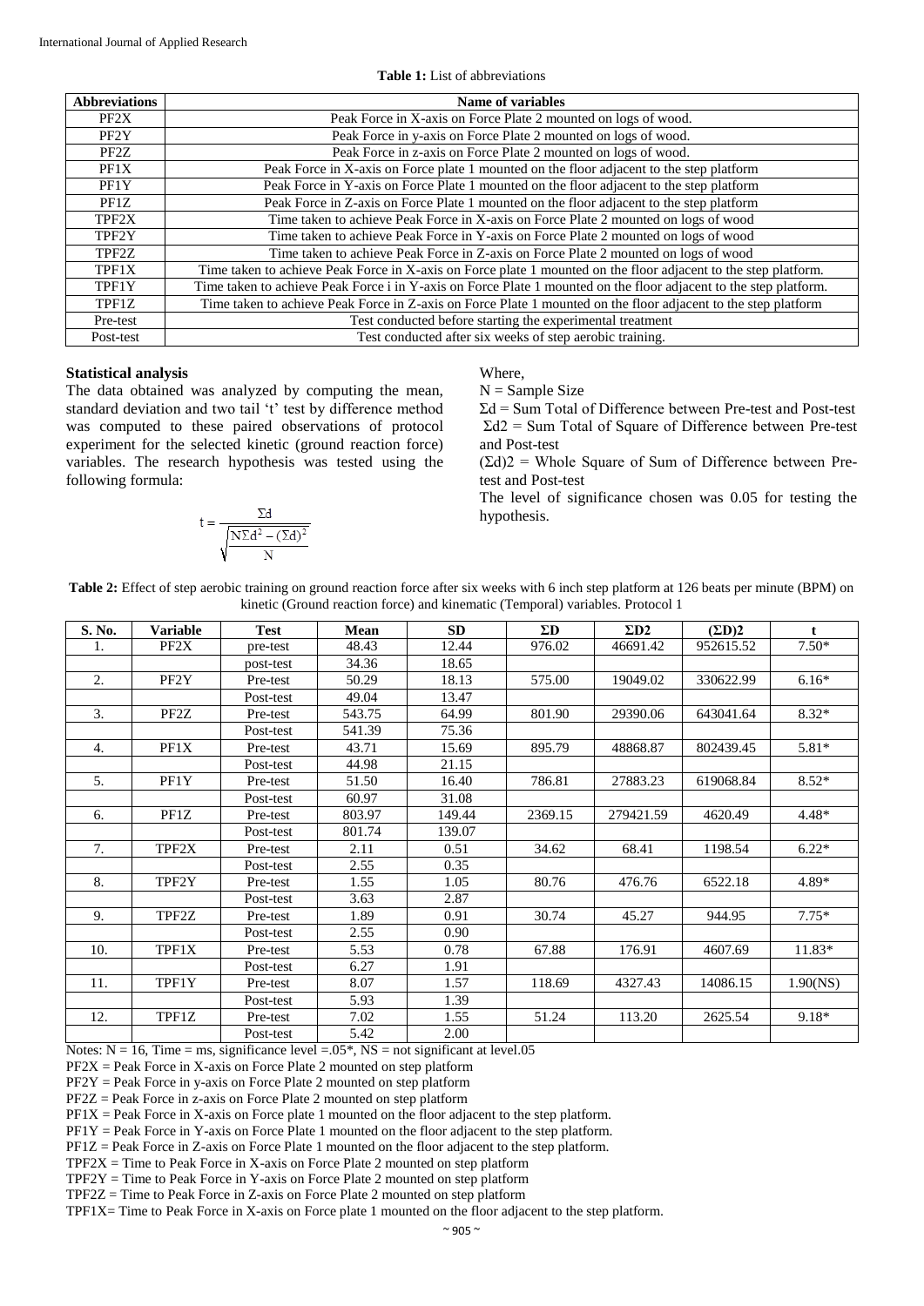**Table 1:** List of abbreviations

| Abbreviations | Name of variables |
|---|---|
| PF2X | Peak Force in X-axis on Force Plate 2 mounted on logs of wood. |
| PF2Y | Peak Force in y-axis on Force Plate 2 mounted on logs of wood. |
| PF2Z | Peak Force in z-axis on Force Plate 2 mounted on logs of wood. |
| PF1X | Peak Force in X-axis on Force plate 1 mounted on the floor adjacent to the step platform |
| PF1Y | Peak Force in Y-axis on Force Plate 1 mounted on the floor adjacent to the step platform |
| PF1Z | Peak Force in Z-axis on Force Plate 1 mounted on the floor adjacent to the step platform |
| TPF2X | Time taken to achieve Peak Force in X-axis on Force Plate 2 mounted on logs of wood |
| TPF2Y | Time taken to achieve Peak Force in Y-axis on Force Plate 2 mounted on logs of wood |
| TPF2Z | Time taken to achieve Peak Force in Z-axis on Force Plate 2 mounted on logs of wood |
| TPF1X | Time taken to achieve Peak Force in X-axis on Force plate 1 mounted on the floor adjacent to the step platform. |
| TPF1Y | Time taken to achieve Peak Force i in Y-axis on Force Plate 1 mounted on the floor adjacent to the step platform. |
| TPF1Z | Time taken to achieve Peak Force in Z-axis on Force Plate 1 mounted on the floor adjacent to the step platform |
| Pre-test | Test conducted before starting the experimental treatment |
| Post-test | Test conducted after six weeks of step aerobic training. |

### Statistical analysis

The data obtained was analyzed by computing the mean, standard deviation and two tail 't' test by difference method was computed to these paired observations of protocol experiment for the selected kinetic (ground reaction force) variables. The research hypothesis was tested using the following formula:

$$t = \frac{\Sigma d}{\sqrt{\frac{N\Sigma d^2 - (\Sigma d)^2}{N}}}$$

Where,

N = Sample Size

$\Sigma d$ = Sum Total of Difference between Pre-test and Post-test

$\Sigma d2$ = Sum Total of Square of Difference between Pre-test and Post-test

$(\Sigma d)2$ = Whole Square of Sum of Difference between Pre-test and Post-test

The level of significance chosen was 0.05 for testing the hypothesis.

**Table 2:** Effect of step aerobic training on ground reaction force after six weeks with 6 inch step platform at 126 beats per minute (BPM) on kinetic (Ground reaction force) and kinematic (Temporal) variables. Protocol 1

| S. No. | Variable | Test | Mean | SD | ΣD | ΣD2 | (ΣD)2 | t |
|---|---|---|---|---|---|---|---|---|
| 1. | PF2X | pre-test | 48.43 | 12.44 | 976.02 | 46691.42 | 952615.52 | 7.50* |
| | | post-test | 34.36 | 18.65 | | | | |
| 2. | PF2Y | Pre-test | 50.29 | 18.13 | 575.00 | 19049.02 | 330622.99 | 6.16* |
| | | Post-test | 49.04 | 13.47 | | | | |
| 3. | PF2Z | Pre-test | 543.75 | 64.99 | 801.90 | 29390.06 | 643041.64 | 8.32* |
| | | Post-test | 541.39 | 75.36 | | | | |
| 4. | PF1X | Pre-test | 43.71 | 15.69 | 895.79 | 48868.87 | 802439.45 | 5.81* |
| | | Post-test | 44.98 | 21.15 | | | | |
| 5. | PF1Y | Pre-test | 51.50 | 16.40 | 786.81 | 27883.23 | 619068.84 | 8.52* |
| | | Post-test | 60.97 | 31.08 | | | | |
| 6. | PF1Z | Pre-test | 803.97 | 149.44 | 2369.15 | 279421.59 | 4620.49 | 4.48* |
| | | Post-test | 801.74 | 139.07 | | | | |
| 7. | TPF2X | Pre-test | 2.11 | 0.51 | 34.62 | 68.41 | 1198.54 | 6.22* |
| | | Post-test | 2.55 | 0.35 | | | | |
| 8. | TPF2Y | Pre-test | 1.55 | 1.05 | 80.76 | 476.76 | 6522.18 | 4.89* |
| | | Post-test | 3.63 | 2.87 | | | | |
| 9. | TPF2Z | Pre-test | 1.89 | 0.91 | 30.74 | 45.27 | 944.95 | 7.75* |
| | | Post-test | 2.55 | 0.90 | | | | |
| 10. | TPF1X | Pre-test | 5.53 | 0.78 | 67.88 | 176.91 | 4607.69 | 11.83* |
| | | Post-test | 6.27 | 1.91 | | | | |
| 11. | TPF1Y | Pre-test | 8.07 | 1.57 | 118.69 | 4327.43 | 14086.15 | 1.90(NS) |
| | | Post-test | 5.93 | 1.39 | | | | |
| 12. | TPF1Z | Pre-test | 7.02 | 1.55 | 51.24 | 113.20 | 2625.54 | 9.18* |
| | | Post-test | 5.42 | 2.00 | | | | |

Notes: N = 16, Time = ms, significance level =.05*, NS = not significant at level.05

PF2X = Peak Force in X-axis on Force Plate 2 mounted on step platform

PF2Y = Peak Force in y-axis on Force Plate 2 mounted on step platform

PF2Z = Peak Force in z-axis on Force Plate 2 mounted on step platform

PF1X = Peak Force in X-axis on Force plate 1 mounted on the floor adjacent to the step platform.

PF1Y = Peak Force in Y-axis on Force Plate 1 mounted on the floor adjacent to the step platform.

PF1Z = Peak Force in Z-axis on Force Plate 1 mounted on the floor adjacent to the step platform.

TPF2X = Time to Peak Force in X-axis on Force Plate 2 mounted on step platform

TPF2Y = Time to Peak Force in Y-axis on Force Plate 2 mounted on step platform

TPF2Z = Time to Peak Force in Z-axis on Force Plate 2 mounted on step platform

TPF1X= Time to Peak Force in X-axis on Force plate 1 mounted on the floor adjacent to the step platform.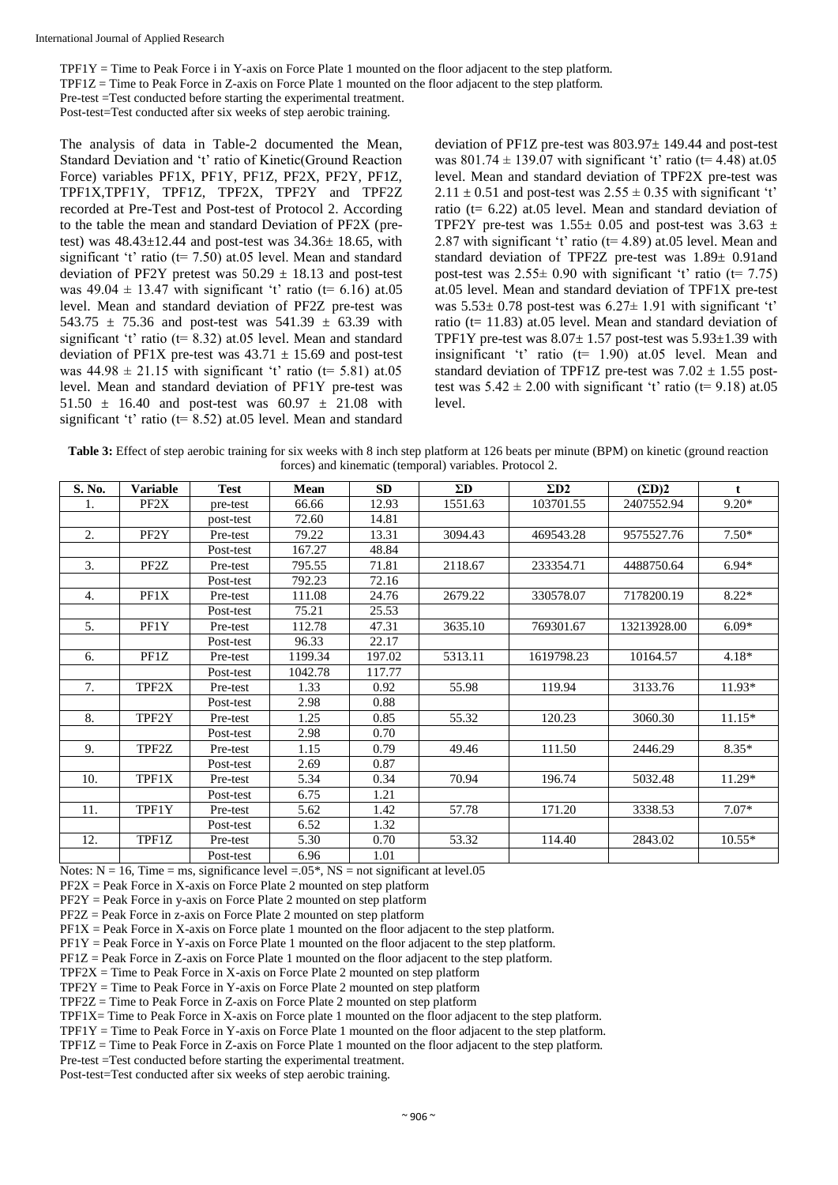TPF1Y = Time to Peak Force i in Y-axis on Force Plate 1 mounted on the floor adjacent to the step platform.
TPF1Z = Time to Peak Force in Z-axis on Force Plate 1 mounted on the floor adjacent to the step platform.
Pre-test =Test conducted before starting the experimental treatment.
Post-test=Test conducted after six weeks of step aerobic training.

The analysis of data in Table-2 documented the Mean, Standard Deviation and 't' ratio of Kinetic(Ground Reaction Force) variables PF1X, PF1Y, PF1Z, PF2X, PF2Y, PF1Z, TPF1X,TPF1Y, TPF1Z, TPF2X, TPF2Y and TPF2Z recorded at Pre-Test and Post-test of Protocol 2. According to the table the mean and standard Deviation of PF2X (pre-test) was 48.43±12.44 and post-test was 34.36± 18.65, with significant 't' ratio (t= 7.50) at.05 level. Mean and standard deviation of PF2Y pretest was 50.29 ± 18.13 and post-test was 49.04 ± 13.47 with significant 't' ratio (t= 6.16) at.05 level. Mean and standard deviation of PF2Z pre-test was 543.75 ± 75.36 and post-test was 541.39 ± 63.39 with significant 't' ratio (t= 8.32) at.05 level. Mean and standard deviation of PF1X pre-test was 43.71 ± 15.69 and post-test was 44.98 ± 21.15 with significant 't' ratio (t= 5.81) at.05 level. Mean and standard deviation of PF1Y pre-test was 51.50 ± 16.40 and post-test was 60.97 ± 21.08 with significant 't' ratio (t= 8.52) at.05 level. Mean and standard deviation of PF1Z pre-test was 803.97± 149.44 and post-test was 801.74 ± 139.07 with significant 't' ratio (t= 4.48) at.05 level. Mean and standard deviation of TPF2X pre-test was 2.11 ± 0.51 and post-test was 2.55 ± 0.35 with significant 't' ratio (t= 6.22) at.05 level. Mean and standard deviation of TPF2Y pre-test was 1.55± 0.05 and post-test was 3.63 ± 2.87 with significant 't' ratio (t= 4.89) at.05 level. Mean and standard deviation of TPF2Z pre-test was 1.89± 0.91and post-test was 2.55± 0.90 with significant 't' ratio (t= 7.75) at.05 level. Mean and standard deviation of TPF1X pre-test was 5.53± 0.78 post-test was 6.27± 1.91 with significant 't' ratio (t= 11.83) at.05 level. Mean and standard deviation of TPF1Y pre-test was 8.07± 1.57 post-test was 5.93±1.39 with insignificant 't' ratio (t= 1.90) at.05 level. Mean and standard deviation of TPF1Z pre-test was 7.02 ± 1.55 post-test was 5.42 ± 2.00 with significant 't' ratio (t= 9.18) at.05 level.

**Table 3:** Effect of step aerobic training for six weeks with 8 inch step platform at 126 beats per minute (BPM) on kinetic (ground reaction forces) and kinematic (temporal) variables. Protocol 2.

| S. No. | Variable | Test | Mean | SD | ΣD | ΣD2 | (ΣD)2 | t |
|---|---|---|---|---|---|---|---|---|
| 1. | PF2X | pre-test | 66.66 | 12.93 | 1551.63 | 103701.55 | 2407552.94 | 9.20* |
| | | post-test | 72.60 | 14.81 | | | | |
| 2. | PF2Y | Pre-test | 79.22 | 13.31 | 3094.43 | 469543.28 | 9575527.76 | 7.50* |
| | | Post-test | 167.27 | 48.84 | | | | |
| 3. | PF2Z | Pre-test | 795.55 | 71.81 | 2118.67 | 233354.71 | 4488750.64 | 6.94* |
| | | Post-test | 792.23 | 72.16 | | | | |
| 4. | PF1X | Pre-test | 111.08 | 24.76 | 2679.22 | 330578.07 | 7178200.19 | 8.22* |
| | | Post-test | 75.21 | 25.53 | | | | |
| 5. | PF1Y | Pre-test | 112.78 | 47.31 | 3635.10 | 769301.67 | 13213928.00 | 6.09* |
| | | Post-test | 96.33 | 22.17 | | | | |
| 6. | PF1Z | Pre-test | 1199.34 | 197.02 | 5313.11 | 1619798.23 | 10164.57 | 4.18* |
| | | Post-test | 1042.78 | 117.77 | | | | |
| 7. | TPF2X | Pre-test | 1.33 | 0.92 | 55.98 | 119.94 | 3133.76 | 11.93* |
| | | Post-test | 2.98 | 0.88 | | | | |
| 8. | TPF2Y | Pre-test | 1.25 | 0.85 | 55.32 | 120.23 | 3060.30 | 11.15* |
| | | Post-test | 2.98 | 0.70 | | | | |
| 9. | TPF2Z | Pre-test | 1.15 | 0.79 | 49.46 | 111.50 | 2446.29 | 8.35* |
| | | Post-test | 2.69 | 0.87 | | | | |
| 10. | TPF1X | Pre-test | 5.34 | 0.34 | 70.94 | 196.74 | 5032.48 | 11.29* |
| | | Post-test | 6.75 | 1.21 | | | | |
| 11. | TPF1Y | Pre-test | 5.62 | 1.42 | 57.78 | 171.20 | 3338.53 | 7.07* |
| | | Post-test | 6.52 | 1.32 | | | | |
| 12. | TPF1Z | Pre-test | 5.30 | 0.70 | 53.32 | 114.40 | 2843.02 | 10.55* |
| | | Post-test | 6.96 | 1.01 | | | | |

Notes: N = 16, Time = ms, significance level =.05*, NS = not significant at level.05
PF2X = Peak Force in X-axis on Force Plate 2 mounted on step platform
PF2Y = Peak Force in y-axis on Force Plate 2 mounted on step platform
PF2Z = Peak Force in z-axis on Force Plate 2 mounted on step platform
PF1X = Peak Force in X-axis on Force plate 1 mounted on the floor adjacent to the step platform.
PF1Y = Peak Force in Y-axis on Force Plate 1 mounted on the floor adjacent to the step platform.
PF1Z = Peak Force in Z-axis on Force Plate 1 mounted on the floor adjacent to the step platform.
TPF2X = Time to Peak Force in X-axis on Force Plate 2 mounted on step platform
TPF2Y = Time to Peak Force in Y-axis on Force Plate 2 mounted on step platform
TPF2Z = Time to Peak Force in Z-axis on Force Plate 2 mounted on step platform
TPF1X= Time to Peak Force in X-axis on Force plate 1 mounted on the floor adjacent to the step platform.
TPF1Y = Time to Peak Force in Y-axis on Force Plate 1 mounted on the floor adjacent to the step platform.
TPF1Z = Time to Peak Force in Z-axis on Force Plate 1 mounted on the floor adjacent to the step platform.
Pre-test =Test conducted before starting the experimental treatment.
Post-test=Test conducted after six weeks of step aerobic training.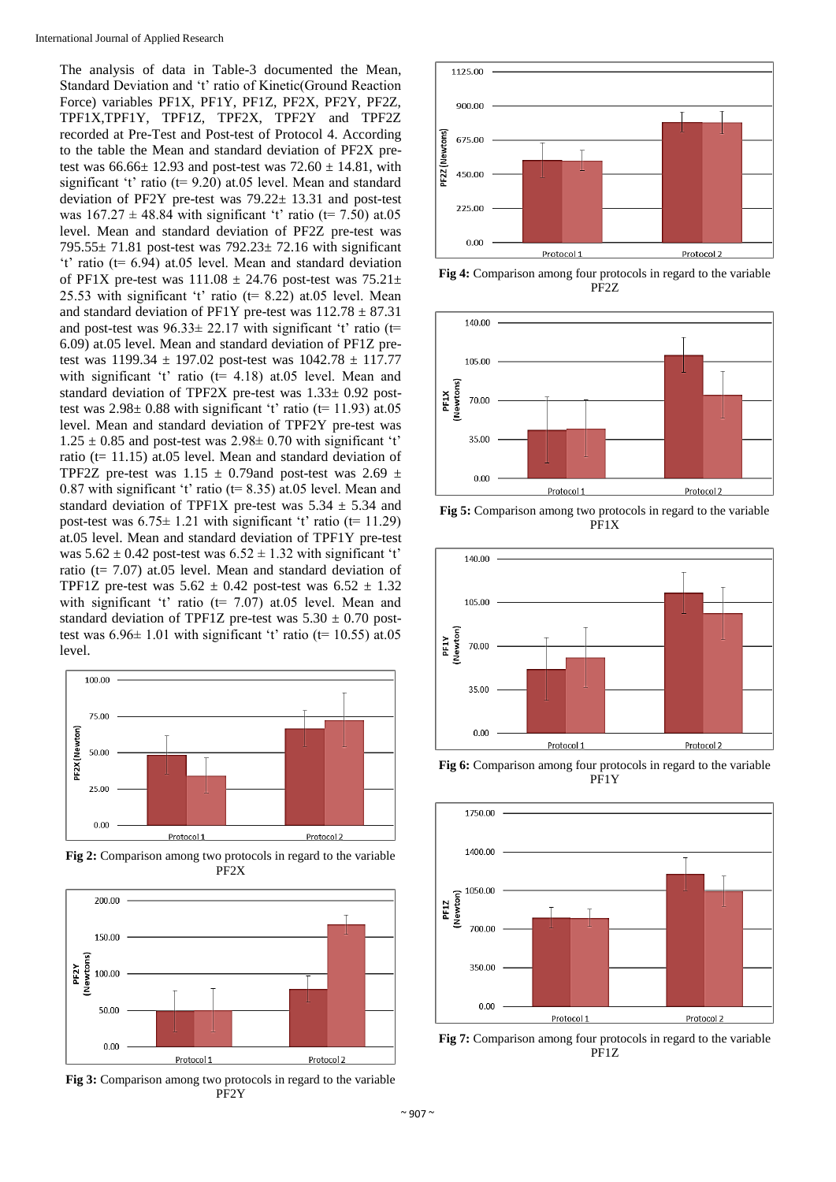The analysis of data in Table-3 documented the Mean, Standard Deviation and 't' ratio of Kinetic(Ground Reaction Force) variables PF1X, PF1Y, PF1Z, PF2X, PF2Y, PF2Z, TPF1X,TPF1Y, TPF1Z, TPF2X, TPF2Y and TPF2Z recorded at Pre-Test and Post-test of Protocol 4. According to the table the Mean and standard deviation of PF2X pre-test was 66.66± 12.93 and post-test was 72.60 ± 14.81, with significant 't' ratio (t= 9.20) at.05 level. Mean and standard deviation of PF2Y pre-test was 79.22± 13.31 and post-test was 167.27 ± 48.84 with significant 't' ratio (t= 7.50) at.05 level. Mean and standard deviation of PF2Z pre-test was 795.55± 71.81 post-test was 792.23± 72.16 with significant 't' ratio (t= 6.94) at.05 level. Mean and standard deviation of PF1X pre-test was 111.08 ± 24.76 post-test was 75.21± 25.53 with significant 't' ratio (t= 8.22) at.05 level. Mean and standard deviation of PF1Y pre-test was 112.78 ± 87.31 and post-test was 96.33± 22.17 with significant 't' ratio (t= 6.09) at.05 level. Mean and standard deviation of PF1Z pre-test was 1199.34 ± 197.02 post-test was 1042.78 ± 117.77 with significant 't' ratio (t= 4.18) at.05 level. Mean and standard deviation of TPF2X pre-test was 1.33± 0.92 post-test was 2.98± 0.88 with significant 't' ratio (t= 11.93) at.05 level. Mean and standard deviation of TPF2Y pre-test was 1.25 ± 0.85 and post-test was 2.98± 0.70 with significant 't' ratio (t= 11.15) at.05 level. Mean and standard deviation of TPF2Z pre-test was 1.15 ± 0.79and post-test was 2.69 ± 0.87 with significant 't' ratio (t= 8.35) at.05 level. Mean and standard deviation of TPF1X pre-test was 5.34 ± 5.34 and post-test was 6.75± 1.21 with significant 't' ratio (t= 11.29) at.05 level. Mean and standard deviation of TPF1Y pre-test was 5.62 ± 0.42 post-test was 6.52 ± 1.32 with significant 't' ratio (t= 7.07) at.05 level. Mean and standard deviation of TPF1Z pre-test was 5.62 ± 0.42 post-test was 6.52 ± 1.32 with significant 't' ratio (t= 7.07) at.05 level. Mean and standard deviation of TPF1Z pre-test was 5.30 ± 0.70 post-test was 6.96± 1.01 with significant 't' ratio (t= 10.55) at.05 level.

**Fig 2:** Comparison among two protocols in regard to the variable PF2X

**Fig 3:** Comparison among two protocols in regard to the variable PF2Y

**Fig 4:** Comparison among four protocols in regard to the variable PF2Z

**Fig 5:** Comparison among two protocols in regard to the variable PF1X

**Fig 6:** Comparison among four protocols in regard to the variable PF1Y

**Fig 7:** Comparison among four protocols in regard to the variable PF1Z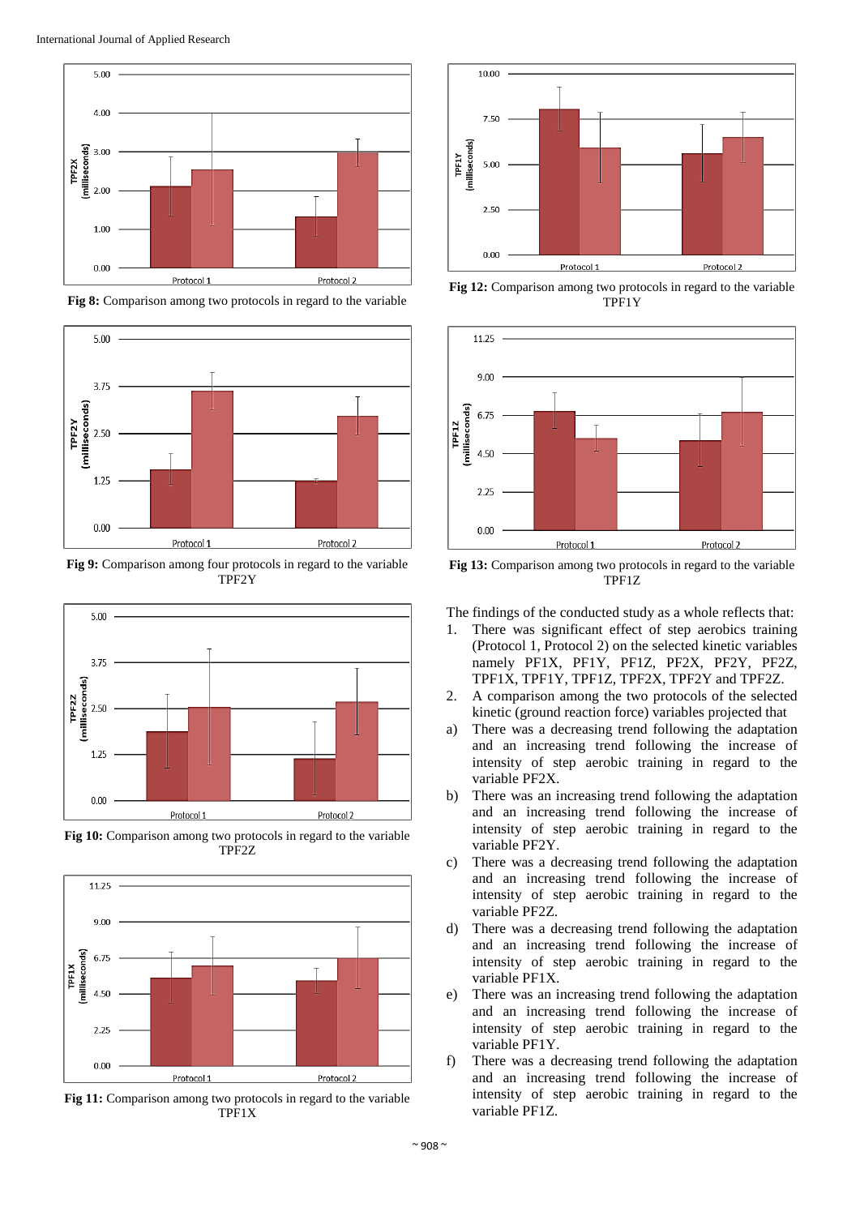**Fig 8:** Comparison among two protocols in regard to the variable

**Fig 9:** Comparison among four protocols in regard to the variable TPF2Y

**Fig 10:** Comparison among two protocols in regard to the variable TPF2Z

**Fig 11:** Comparison among two protocols in regard to the variable TPF1X

**Fig 12:** Comparison among two protocols in regard to the variable TPF1Y

**Fig 13:** Comparison among two protocols in regard to the variable TPF1Z

The findings of the conducted study as a whole reflects that:

1. There was significant effect of step aerobics training (Protocol 1, Protocol 2) on the selected kinetic variables namely PF1X, PF1Y, PF1Z, PF2X, PF2Y, PF2Z, TPF1X, TPF1Y, TPF1Z, TPF2X, TPF2Y and TPF2Z.
2. A comparison among the two protocols of the selected kinetic (ground reaction force) variables projected that

a) There was a decreasing trend following the adaptation and an increasing trend following the increase of intensity of step aerobic training in regard to the variable PF2X.

b) There was an increasing trend following the adaptation and an increasing trend following the increase of intensity of step aerobic training in regard to the variable PF2Y.

c) There was a decreasing trend following the adaptation and an increasing trend following the increase of intensity of step aerobic training in regard to the variable PF2Z.

d) There was a decreasing trend following the adaptation and an increasing trend following the increase of intensity of step aerobic training in regard to the variable PF1X.

e) There was an increasing trend following the adaptation and an increasing trend following the increase of intensity of step aerobic training in regard to the variable PF1Y.

f) There was a decreasing trend following the adaptation and an increasing trend following the increase of intensity of step aerobic training in regard to the variable PF1Z.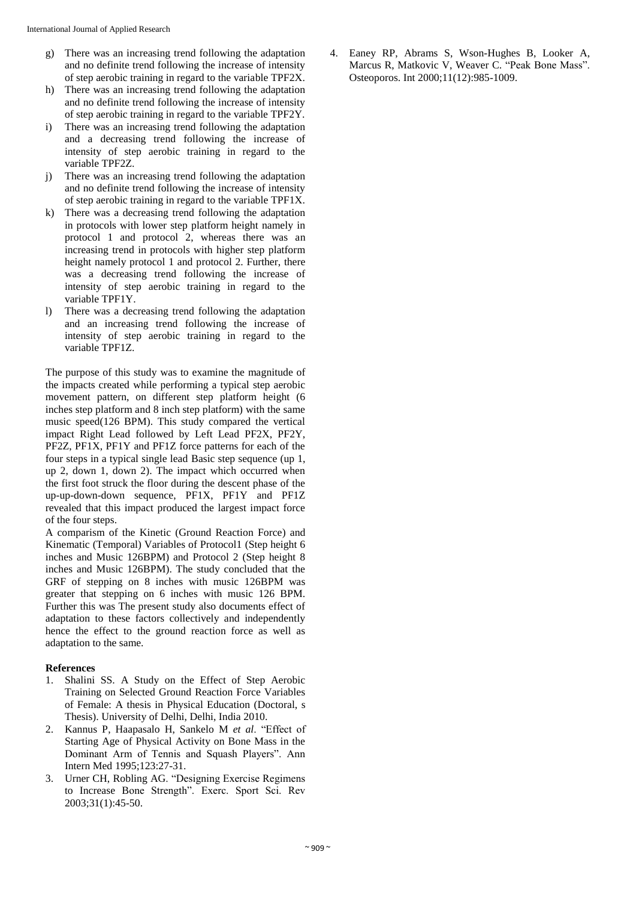g) There was an increasing trend following the adaptation and no definite trend following the increase of intensity of step aerobic training in regard to the variable TPF2X.
h) There was an increasing trend following the adaptation and no definite trend following the increase of intensity of step aerobic training in regard to the variable TPF2Y.
i) There was an increasing trend following the adaptation and a decreasing trend following the increase of intensity of step aerobic training in regard to the variable TPF2Z.
j) There was an increasing trend following the adaptation and no definite trend following the increase of intensity of step aerobic training in regard to the variable TPF1X.
k) There was a decreasing trend following the adaptation in protocols with lower step platform height namely in protocol 1 and protocol 2, whereas there was an increasing trend in protocols with higher step platform height namely protocol 1 and protocol 2. Further, there was a decreasing trend following the increase of intensity of step aerobic training in regard to the variable TPF1Y.
l) There was a decreasing trend following the adaptation and an increasing trend following the increase of intensity of step aerobic training in regard to the variable TPF1Z.

The purpose of this study was to examine the magnitude of the impacts created while performing a typical step aerobic movement pattern, on different step platform height (6 inches step platform and 8 inch step platform) with the same music speed(126 BPM). This study compared the vertical impact Right Lead followed by Left Lead PF2X, PF2Y, PF2Z, PF1X, PF1Y and PF1Z force patterns for each of the four steps in a typical single lead Basic step sequence (up 1, up 2, down 1, down 2). The impact which occurred when the first foot struck the floor during the descent phase of the up-up-down-down sequence, PF1X, PF1Y and PF1Z revealed that this impact produced the largest impact force of the four steps.

A comparism of the Kinetic (Ground Reaction Force) and Kinematic (Temporal) Variables of Protocol1 (Step height 6 inches and Music 126BPM) and Protocol 2 (Step height 8 inches and Music 126BPM). The study concluded that the GRF of stepping on 8 inches with music 126BPM was greater that stepping on 6 inches with music 126 BPM. Further this was The present study also documents effect of adaptation to these factors collectively and independently hence the effect to the ground reaction force as well as adaptation to the same.

## References

1. Shalini SS. A Study on the Effect of Step Aerobic Training on Selected Ground Reaction Force Variables of Female: A thesis in Physical Education (Doctoral, s Thesis). University of Delhi, Delhi, India 2010.
2. Kannus P, Haapasalo H, Sankelo M *et al*. "Effect of Starting Age of Physical Activity on Bone Mass in the Dominant Arm of Tennis and Squash Players". Ann Intern Med 1995;123:27-31.
3. Urner CH, Robling AG. "Designing Exercise Regimens to Increase Bone Strength". Exerc. Sport Sci. Rev 2003;31(1):45-50.
4. Eaney RP, Abrams S, Wson-Hughes B, Looker A, Marcus R, Matkovic V, Weaver C. "Peak Bone Mass". Osteoporos. Int 2000;11(12):985-1009.